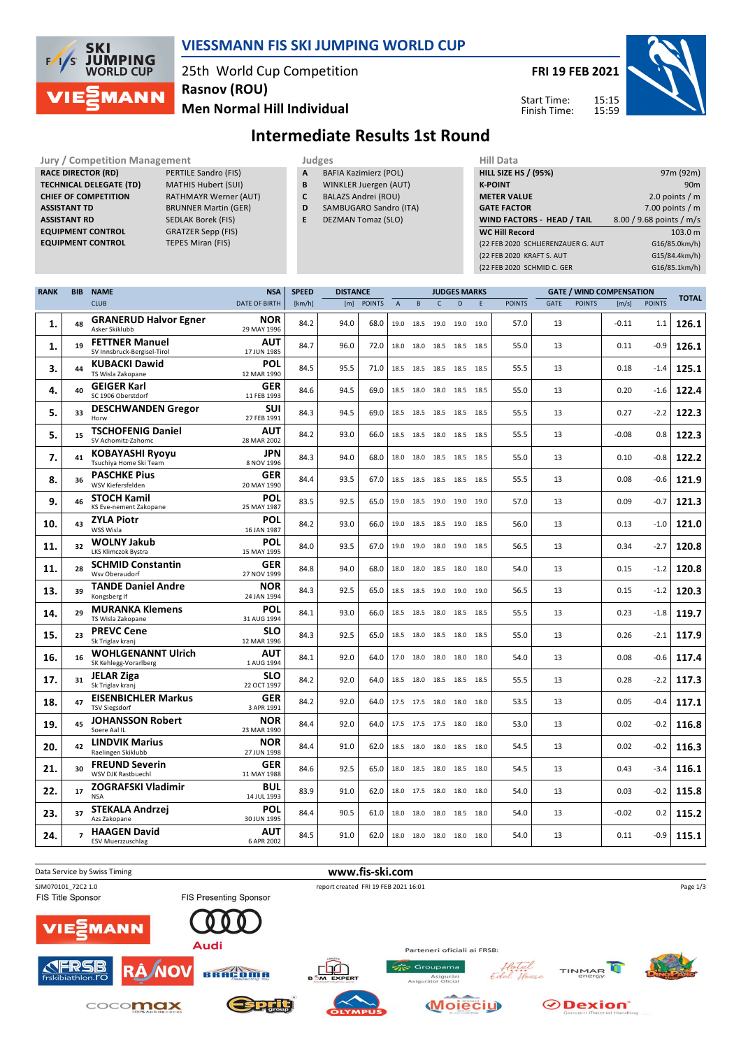# VIESSMANN FIS SKI JUMPING WORLD CUP

25th World Cup Competition
Rasnov (ROU)
Men Normal Hill Individual

**FRI 19 FEB 2021**

Start Time: 15:15
Finish Time: 15:59

## Intermediate Results 1st Round

| Jury / Competition Management | |
|---|---|
| RACE DIRECTOR (RD) | PERTILE Sandro (FIS) |
| TECHNICAL DELEGATE (TD) | MATHIS Hubert (SUI) |
| CHIEF OF COMPETITION | RATHMAYR Werner (AUT) |
| ASSISTANT TD | BRUNNER Martin (GER) |
| ASSISTANT RD | SEDLAK Borek (FIS) |
| EQUIPMENT CONTROL | GRATZER Sepp (FIS) |
| EQUIPMENT CONTROL | TEPES Miran (FIS) |

| Judges | |
|---|---|
| A | BAFIA Kazimierz (POL) |
| B | WINKLER Juergen (AUT) |
| C | BALAZS Andrei (ROU) |
| D | SAMBUGARO Sandro (ITA) |
| E | DEZMAN Tomaz (SLO) |

| Hill Data | |
|---|---|
| HILL SIZE HS / (95%) | 97m (92m) |
| K-POINT | 90m |
| METER VALUE | 2.0 points / m |
| GATE FACTOR | 7.00 points / m |
| WIND FACTORS - HEAD / TAIL | 8.00 / 9.68 points / m/s |
| WC Hill Record | 103.0 m |
| (22 FEB 2020 SCHLIERENZAUER G. AUT | G16/85.0km/h) |
| (22 FEB 2020 KRAFT S. AUT | G15/84.4km/h) |
| (22 FEB 2020 SCHMID C. GER | G16/85.1km/h) |

| RANK | BIB | NAME / CLUB | NSA / DATE OF BIRTH | SPEED [km/h] | DISTANCE [m] | DISTANCE POINTS | A | B | C | D | E | JUDGES POINTS | GATE | GATE POINTS | WIND [m/s] | WIND POINTS | TOTAL |
|---|---|---|---|---|---|---|---|---|---|---|---|---|---|---|---|---|---|
| 1. | 48 | GRANERUD Halvor Egner / Asker Skiklubb | NOR / 29 MAY 1996 | 84.2 | 94.0 | 68.0 | 19.0 | 18.5 | 19.0 | 19.0 | 19.0 | 57.0 | 13 | | -0.11 | 1.1 | 126.1 |
| 1. | 19 | FETTNER Manuel / SV Innsbruck-Bergisel-Tirol | AUT / 17 JUN 1985 | 84.7 | 96.0 | 72.0 | 18.0 | 18.0 | 18.5 | 18.5 | 18.5 | 55.0 | 13 | | 0.11 | -0.9 | 126.1 |
| 3. | 44 | KUBACKI Dawid / TS Wisla Zakopane | POL / 12 MAR 1990 | 84.5 | 95.5 | 71.0 | 18.5 | 18.5 | 18.5 | 18.5 | 18.5 | 55.5 | 13 | | 0.18 | -1.4 | 125.1 |
| 4. | 40 | GEIGER Karl / SC 1906 Oberstdorf | GER / 11 FEB 1993 | 84.6 | 94.5 | 69.0 | 18.5 | 18.0 | 18.0 | 18.5 | 18.5 | 55.0 | 13 | | 0.20 | -1.6 | 122.4 |
| 5. | 33 | DESCHWANDEN Gregor / Horw | SUI / 27 FEB 1991 | 84.3 | 94.5 | 69.0 | 18.5 | 18.5 | 18.5 | 18.5 | 18.5 | 55.5 | 13 | | 0.27 | -2.2 | 122.3 |
| 5. | 15 | TSCHOFENIG Daniel / SV Achomitz-Zahomc | AUT / 28 MAR 2002 | 84.2 | 93.0 | 66.0 | 18.5 | 18.5 | 18.0 | 18.5 | 18.5 | 55.5 | 13 | | -0.08 | 0.8 | 122.3 |
| 7. | 41 | KOBAYASHI Ryoyu / Tsuchiya Home Ski Team | JPN / 8 NOV 1996 | 84.3 | 94.0 | 68.0 | 18.0 | 18.0 | 18.5 | 18.5 | 18.5 | 55.0 | 13 | | 0.10 | -0.8 | 122.2 |
| 8. | 36 | PASCHKE Pius / WSV Kiefersfelden | GER / 20 MAY 1990 | 84.4 | 93.5 | 67.0 | 18.5 | 18.5 | 18.5 | 18.5 | 18.5 | 55.5 | 13 | | 0.08 | -0.6 | 121.9 |
| 9. | 46 | STOCH Kamil / KS Eve-nement Zakopane | POL / 25 MAY 1987 | 83.5 | 92.5 | 65.0 | 19.0 | 18.5 | 19.0 | 19.0 | 19.0 | 57.0 | 13 | | 0.09 | -0.7 | 121.3 |
| 10. | 43 | ZYLA Piotr / WSS Wisla | POL / 16 JAN 1987 | 84.2 | 93.0 | 66.0 | 19.0 | 18.5 | 18.5 | 19.0 | 18.5 | 56.0 | 13 | | 0.13 | -1.0 | 121.0 |
| 11. | 32 | WOLNY Jakub / LKS Klimczok Bystra | POL / 15 MAY 1995 | 84.0 | 93.5 | 67.0 | 19.0 | 19.0 | 18.0 | 19.0 | 18.5 | 56.5 | 13 | | 0.34 | -2.7 | 120.8 |
| 11. | 28 | SCHMID Constantin / Wsv Oberaudorf | GER / 27 NOV 1999 | 84.8 | 94.0 | 68.0 | 18.0 | 18.0 | 18.5 | 18.0 | 18.0 | 54.0 | 13 | | 0.15 | -1.2 | 120.8 |
| 13. | 39 | TANDE Daniel Andre / Kongsberg If | NOR / 24 JAN 1994 | 84.3 | 92.5 | 65.0 | 18.5 | 18.5 | 19.0 | 19.0 | 19.0 | 56.5 | 13 | | 0.15 | -1.2 | 120.3 |
| 14. | 29 | MURANKA Klemens / TS Wisla Zakopane | POL / 31 AUG 1994 | 84.1 | 93.0 | 66.0 | 18.5 | 18.5 | 18.0 | 18.5 | 18.5 | 55.5 | 13 | | 0.23 | -1.8 | 119.7 |
| 15. | 23 | PREVC Cene / Sk Triglav kranj | SLO / 12 MAR 1996 | 84.3 | 92.5 | 65.0 | 18.5 | 18.0 | 18.5 | 18.0 | 18.5 | 55.0 | 13 | | 0.26 | -2.1 | 117.9 |
| 16. | 16 | WOHLGENANNT Ulrich / SK Kehlegg-Vorarlberg | AUT / 1 AUG 1994 | 84.1 | 92.0 | 64.0 | 17.0 | 18.0 | 18.0 | 18.0 | 18.0 | 54.0 | 13 | | 0.08 | -0.6 | 117.4 |
| 17. | 31 | JELAR Ziga / Sk Triglav kranj | SLO / 22 OCT 1997 | 84.2 | 92.0 | 64.0 | 18.5 | 18.0 | 18.5 | 18.5 | 18.5 | 55.5 | 13 | | 0.28 | -2.2 | 117.3 |
| 18. | 47 | EISENBICHLER Markus / TSV Siegsdorf | GER / 3 APR 1991 | 84.2 | 92.0 | 64.0 | 17.5 | 17.5 | 18.0 | 18.0 | 18.0 | 53.5 | 13 | | 0.05 | -0.4 | 117.1 |
| 19. | 45 | JOHANSSON Robert / Soere Aal IL | NOR / 23 MAR 1990 | 84.4 | 92.0 | 64.0 | 17.5 | 17.5 | 17.5 | 18.0 | 18.0 | 53.0 | 13 | | 0.02 | -0.2 | 116.8 |
| 20. | 42 | LINDVIK Marius / Raelingen Skiklubb | NOR / 27 JUN 1998 | 84.4 | 91.0 | 62.0 | 18.5 | 18.0 | 18.0 | 18.5 | 18.0 | 54.5 | 13 | | 0.02 | -0.2 | 116.3 |
| 21. | 30 | FREUND Severin / WSV DJK Rastbuechl | GER / 11 MAY 1988 | 84.6 | 92.5 | 65.0 | 18.0 | 18.5 | 18.0 | 18.5 | 18.0 | 54.5 | 13 | | 0.43 | -3.4 | 116.1 |
| 22. | 17 | ZOGRAFSKI Vladimir / NSA | BUL / 14 JUL 1993 | 83.9 | 91.0 | 62.0 | 18.0 | 17.5 | 18.0 | 18.0 | 18.0 | 54.0 | 13 | | 0.03 | -0.2 | 115.8 |
| 23. | 37 | STEKALA Andrzej / Azs Zakopane | POL / 30 JUN 1995 | 84.4 | 90.5 | 61.0 | 18.0 | 18.0 | 18.0 | 18.5 | 18.0 | 54.0 | 13 | | -0.02 | 0.2 | 115.2 |
| 24. | 7 | HAAGEN David / ESV Muerzzuschlag | AUT / 6 APR 2002 | 84.5 | 91.0 | 62.0 | 18.0 | 18.0 | 18.0 | 18.0 | 18.0 | 54.0 | 13 | | 0.11 | -0.9 | 115.1 |

Data Service by Swiss Timing | www.fis-ski.com

SJM070101_72C2 1.0 | report created FRI 19 FEB 2021 16:01

FIS Title Sponsor: VIESSMANN | FIS Presenting Sponsor: Audi

Parteneri oficiali ai FRSB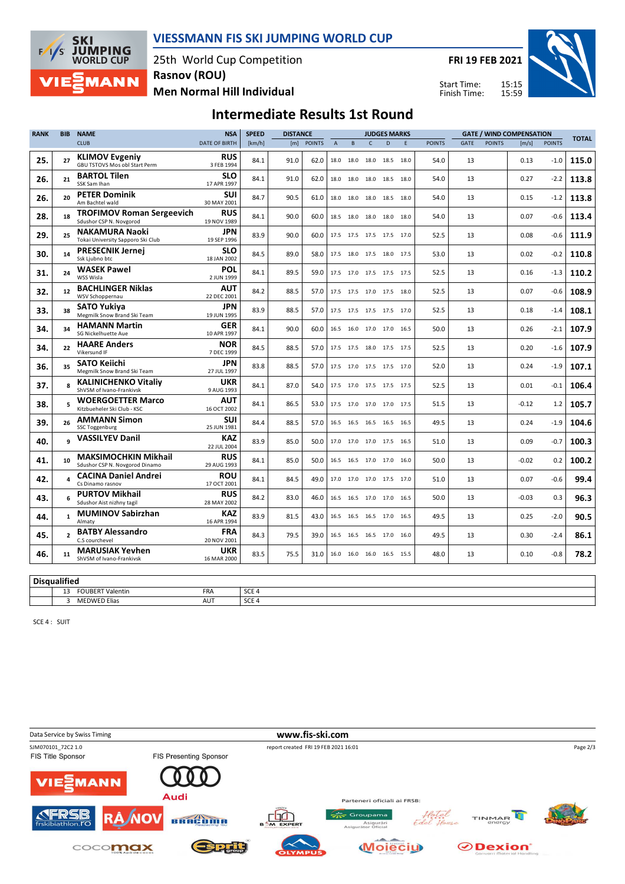# VIESSMANN FIS SKI JUMPING WORLD CUP

25th World Cup Competition
Rasnov (ROU)
Men Normal Hill Individual

FRI 19 FEB 2021

Start Time: 15:15
Finish Time: 15:59

## Intermediate Results 1st Round

| RANK | BIB | NAME / CLUB | NSA / DATE OF BIRTH | SPEED [km/h] | DISTANCE [m] | DISTANCE POINTS | A | B | C | D | E | JUDGES POINTS | GATE | GATE POINTS | WIND [m/s] | WIND POINTS | TOTAL |
|---|---|---|---|---|---|---|---|---|---|---|---|---|---|---|---|---|---|
| 25. | 27 | KLIMOV Evgeniy<br>GBU TSTOVS Mos obl Start Perm | RUS<br>3 FEB 1994 | 84.1 | 91.0 | 62.0 | 18.0 | 18.0 | 18.0 | 18.5 | 18.0 | 54.0 | 13 | | 0.13 | -1.0 | 115.0 |
| 26. | 21 | BARTOL Tilen<br>SSK Sam Ihan | SLO<br>17 APR 1997 | 84.1 | 91.0 | 62.0 | 18.0 | 18.0 | 18.0 | 18.5 | 18.0 | 54.0 | 13 | | 0.27 | -2.2 | 113.8 |
| 26. | 20 | PETER Dominik<br>Am Bachtel wald | SUI<br>30 MAY 2001 | 84.7 | 90.5 | 61.0 | 18.0 | 18.0 | 18.0 | 18.5 | 18.0 | 54.0 | 13 | | 0.15 | -1.2 | 113.8 |
| 28. | 18 | TROFIMOV Roman Sergeevich<br>Sdushor CSP N. Novgorod | RUS<br>19 NOV 1989 | 84.1 | 90.0 | 60.0 | 18.5 | 18.0 | 18.0 | 18.0 | 18.0 | 54.0 | 13 | | 0.07 | -0.6 | 113.4 |
| 29. | 25 | NAKAMURA Naoki<br>Tokai University Sapporo Ski Club | JPN<br>19 SEP 1996 | 83.9 | 90.0 | 60.0 | 17.5 | 17.5 | 17.5 | 17.5 | 17.0 | 52.5 | 13 | | 0.08 | -0.6 | 111.9 |
| 30. | 14 | PRESECNIK Jernej<br>Ssk Ljubno btc | SLO<br>18 JAN 2002 | 84.5 | 89.0 | 58.0 | 17.5 | 18.0 | 17.5 | 18.0 | 17.5 | 53.0 | 13 | | 0.02 | -0.2 | 110.8 |
| 31. | 24 | WASEK Pawel<br>WSS Wisla | POL<br>2 JUN 1999 | 84.1 | 89.5 | 59.0 | 17.5 | 17.0 | 17.5 | 17.5 | 17.5 | 52.5 | 13 | | 0.16 | -1.3 | 110.2 |
| 32. | 12 | BACHLINGER Niklas<br>WSV Schoppernau | AUT<br>22 DEC 2001 | 84.2 | 88.5 | 57.0 | 17.5 | 17.5 | 17.0 | 17.5 | 18.0 | 52.5 | 13 | | 0.07 | -0.6 | 108.9 |
| 33. | 38 | SATO Yukiya<br>Megmilk Snow Brand Ski Team | JPN<br>19 JUN 1995 | 83.9 | 88.5 | 57.0 | 17.5 | 17.5 | 17.5 | 17.5 | 17.0 | 52.5 | 13 | | 0.18 | -1.4 | 108.1 |
| 34. | 34 | HAMANN Martin<br>SG Nickelhuette Aue | GER<br>10 APR 1997 | 84.1 | 90.0 | 60.0 | 16.5 | 16.0 | 17.0 | 17.0 | 16.5 | 50.0 | 13 | | 0.26 | -2.1 | 107.9 |
| 34. | 22 | HAARE Anders<br>Vikersund IF | NOR<br>7 DEC 1999 | 84.5 | 88.5 | 57.0 | 17.5 | 17.5 | 18.0 | 17.5 | 17.5 | 52.5 | 13 | | 0.20 | -1.6 | 107.9 |
| 36. | 35 | SATO Keiichi<br>Megmilk Snow Brand Ski Team | JPN<br>27 JUL 1997 | 83.8 | 88.5 | 57.0 | 17.5 | 17.0 | 17.5 | 17.5 | 17.0 | 52.0 | 13 | | 0.24 | -1.9 | 107.1 |
| 37. | 8 | KALINICHENKO Vitaliy<br>ShVSM of Ivano-Frankivsk | UKR<br>9 AUG 1993 | 84.1 | 87.0 | 54.0 | 17.5 | 17.0 | 17.5 | 17.5 | 17.5 | 52.5 | 13 | | 0.01 | -0.1 | 106.4 |
| 38. | 5 | WOERGOETTER Marco<br>Kitzbueheler Ski Club - KSC | AUT<br>16 OCT 2002 | 84.1 | 86.5 | 53.0 | 17.5 | 17.0 | 17.0 | 17.0 | 17.5 | 51.5 | 13 | | -0.12 | 1.2 | 105.7 |
| 39. | 26 | AMMANN Simon<br>SSC Toggenburg | SUI<br>25 JUN 1981 | 84.4 | 88.5 | 57.0 | 16.5 | 16.5 | 16.5 | 16.5 | 16.5 | 49.5 | 13 | | 0.24 | -1.9 | 104.6 |
| 40. | 9 | VASSILYEV Danil | KAZ<br>22 JUL 2004 | 83.9 | 85.0 | 50.0 | 17.0 | 17.0 | 17.0 | 17.5 | 16.5 | 51.0 | 13 | | 0.09 | -0.7 | 100.3 |
| 41. | 10 | MAKSIMOCHKIN Mikhail<br>Sdushor CSP N. Novgorod Dinamo | RUS<br>29 AUG 1993 | 84.1 | 85.0 | 50.0 | 16.5 | 16.5 | 17.0 | 17.0 | 16.0 | 50.0 | 13 | | -0.02 | 0.2 | 100.2 |
| 42. | 4 | CACINA Daniel Andrei<br>Cs Dinamo rasnov | ROU<br>17 OCT 2001 | 84.1 | 84.5 | 49.0 | 17.0 | 17.0 | 17.0 | 17.5 | 17.0 | 51.0 | 13 | | 0.07 | -0.6 | 99.4 |
| 43. | 6 | PURTOV Mikhail<br>Sdushor Aist nizhny tagil | RUS<br>28 MAY 2002 | 84.2 | 83.0 | 46.0 | 16.5 | 16.5 | 17.0 | 17.0 | 16.5 | 50.0 | 13 | | -0.03 | 0.3 | 96.3 |
| 44. | 1 | MUMINOV Sabirzhan<br>Almaty | KAZ<br>16 APR 1994 | 83.9 | 81.5 | 43.0 | 16.5 | 16.5 | 16.5 | 17.0 | 16.5 | 49.5 | 13 | | 0.25 | -2.0 | 90.5 |
| 45. | 2 | BATBY Alessandro<br>C.S courchevel | FRA<br>20 NOV 2001 | 84.3 | 79.5 | 39.0 | 16.5 | 16.5 | 16.5 | 17.0 | 16.0 | 49.5 | 13 | | 0.30 | -2.4 | 86.1 |
| 46. | 11 | MARUSIAK Yevhen<br>ShVSM of Ivano-Frankivsk | UKR<br>16 MAR 2000 | 83.5 | 75.5 | 31.0 | 16.0 | 16.0 | 16.0 | 16.5 | 15.5 | 48.0 | 13 | | 0.10 | -0.8 | 78.2 |

**Disqualified**

| BIB | NAME | NSA | REASON |
|---|---|---|---|
| 13 | FOUBERT Valentin | FRA | SCE 4 |
| 3 | MEDWED Elias | AUT | SCE 4 |

SCE 4 : SUIT

Data Service by Swiss Timing — www.fis-ski.com

SJM070101_72C2 1.0 — report created FRI 19 FEB 2021 16:01

FIS Title Sponsor — FIS Presenting Sponsor

Parteneri oficiali ai FRSB: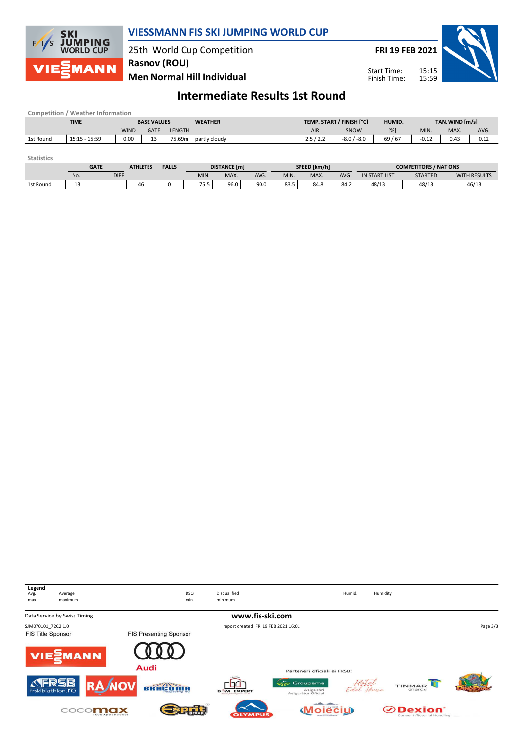# VIESSMANN FIS SKI JUMPING WORLD CUP

25th World Cup Competition
**Rasnov (ROU)**
**Men Normal Hill Individual**

**FRI 19 FEB 2021**

Start Time: 15:15
Finish Time: 15:59

## Intermediate Results 1st Round

Competition / Weather Information

| | TIME | BASE VALUES | | | WEATHER | TEMP. START / FINISH [°C] | | HUMID. | TAN. WIND [m/s] | | |
|---|---|---|---|---|---|---|---|---|---|---|---|
| | | WIND | GATE | LENGTH | | AIR | SNOW | [%] | MIN. | MAX. | AVG. |
| 1st Round | 15:15 - 15:59 | 0.00 | 13 | 75.69m | partly cloudy | 2.5 / 2.2 | -8.0 / -8.0 | 69 / 67 | -0.12 | 0.43 | 0.12 |

Statistics

| | GATE | | ATHLETES | FALLS | DISTANCE [m] | | | SPEED [km/h] | | | COMPETITORS / NATIONS | | |
|---|---|---|---|---|---|---|---|---|---|---|---|---|---|
| | No. | DIFF | | | MIN. | MAX. | AVG. | MIN. | MAX. | AVG. | IN START LIST | STARTED | WITH RESULTS |
| 1st Round | 13 | | 46 | 0 | 75.5 | 96.0 | 90.0 | 83.5 | 84.8 | 84.2 | 48/13 | 48/13 | 46/13 |

**Legend**

| | | | | | |
|---|---|---|---|---|---|
| Avg. | Average | DSQ | Disqualified | Humid. | Humidity |
| max. | maximum | min. | minimum | | |

Data Service by Swiss Timing

www.fis-ski.com

SJM070101_72C2 1.0

report created FRI 19 FEB 2021 16:01

FIS Title Sponsor

FIS Presenting Sponsor

Parteneri oficiali ai FRSB: